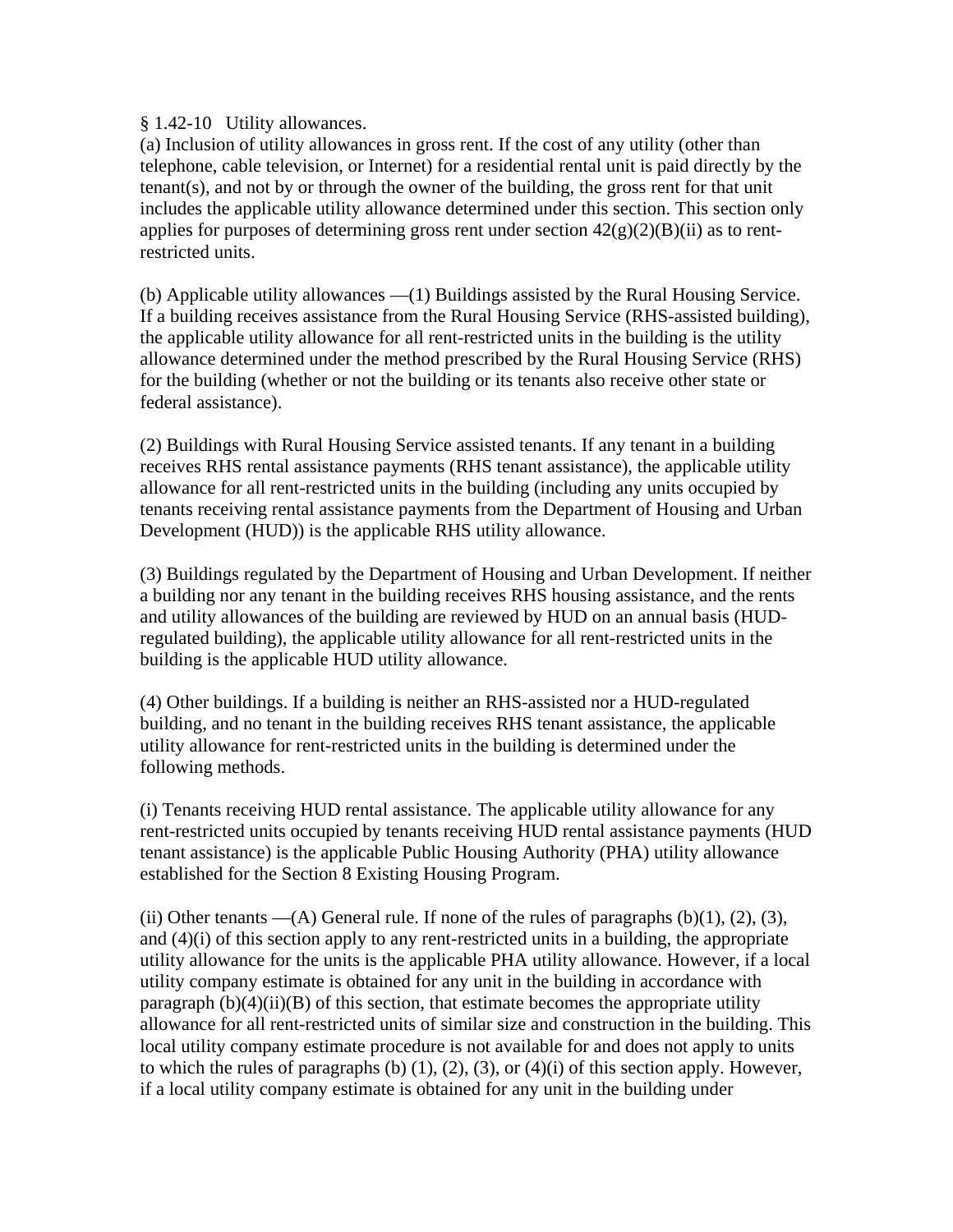§ 1.42-10 Utility allowances.

(a) Inclusion of utility allowances in gross rent. If the cost of any utility (other than telephone, cable television, or Internet) for a residential rental unit is paid directly by the tenant(s), and not by or through the owner of the building, the gross rent for that unit includes the applicable utility allowance determined under this section. This section only applies for purposes of determining gross rent under section 42(g)(2)(B)(ii) as to rent-restricted units.

(b) Applicable utility allowances —(1) Buildings assisted by the Rural Housing Service. If a building receives assistance from the Rural Housing Service (RHS-assisted building), the applicable utility allowance for all rent-restricted units in the building is the utility allowance determined under the method prescribed by the Rural Housing Service (RHS) for the building (whether or not the building or its tenants also receive other state or federal assistance).

(2) Buildings with Rural Housing Service assisted tenants. If any tenant in a building receives RHS rental assistance payments (RHS tenant assistance), the applicable utility allowance for all rent-restricted units in the building (including any units occupied by tenants receiving rental assistance payments from the Department of Housing and Urban Development (HUD)) is the applicable RHS utility allowance.

(3) Buildings regulated by the Department of Housing and Urban Development. If neither a building nor any tenant in the building receives RHS housing assistance, and the rents and utility allowances of the building are reviewed by HUD on an annual basis (HUD-regulated building), the applicable utility allowance for all rent-restricted units in the building is the applicable HUD utility allowance.

(4) Other buildings. If a building is neither an RHS-assisted nor a HUD-regulated building, and no tenant in the building receives RHS tenant assistance, the applicable utility allowance for rent-restricted units in the building is determined under the following methods.

(i) Tenants receiving HUD rental assistance. The applicable utility allowance for any rent-restricted units occupied by tenants receiving HUD rental assistance payments (HUD tenant assistance) is the applicable Public Housing Authority (PHA) utility allowance established for the Section 8 Existing Housing Program.

(ii) Other tenants —(A) General rule. If none of the rules of paragraphs (b)(1), (2), (3), and (4)(i) of this section apply to any rent-restricted units in a building, the appropriate utility allowance for the units is the applicable PHA utility allowance. However, if a local utility company estimate is obtained for any unit in the building in accordance with paragraph (b)(4)(ii)(B) of this section, that estimate becomes the appropriate utility allowance for all rent-restricted units of similar size and construction in the building. This local utility company estimate procedure is not available for and does not apply to units to which the rules of paragraphs (b) (1), (2), (3), or (4)(i) of this section apply. However, if a local utility company estimate is obtained for any unit in the building under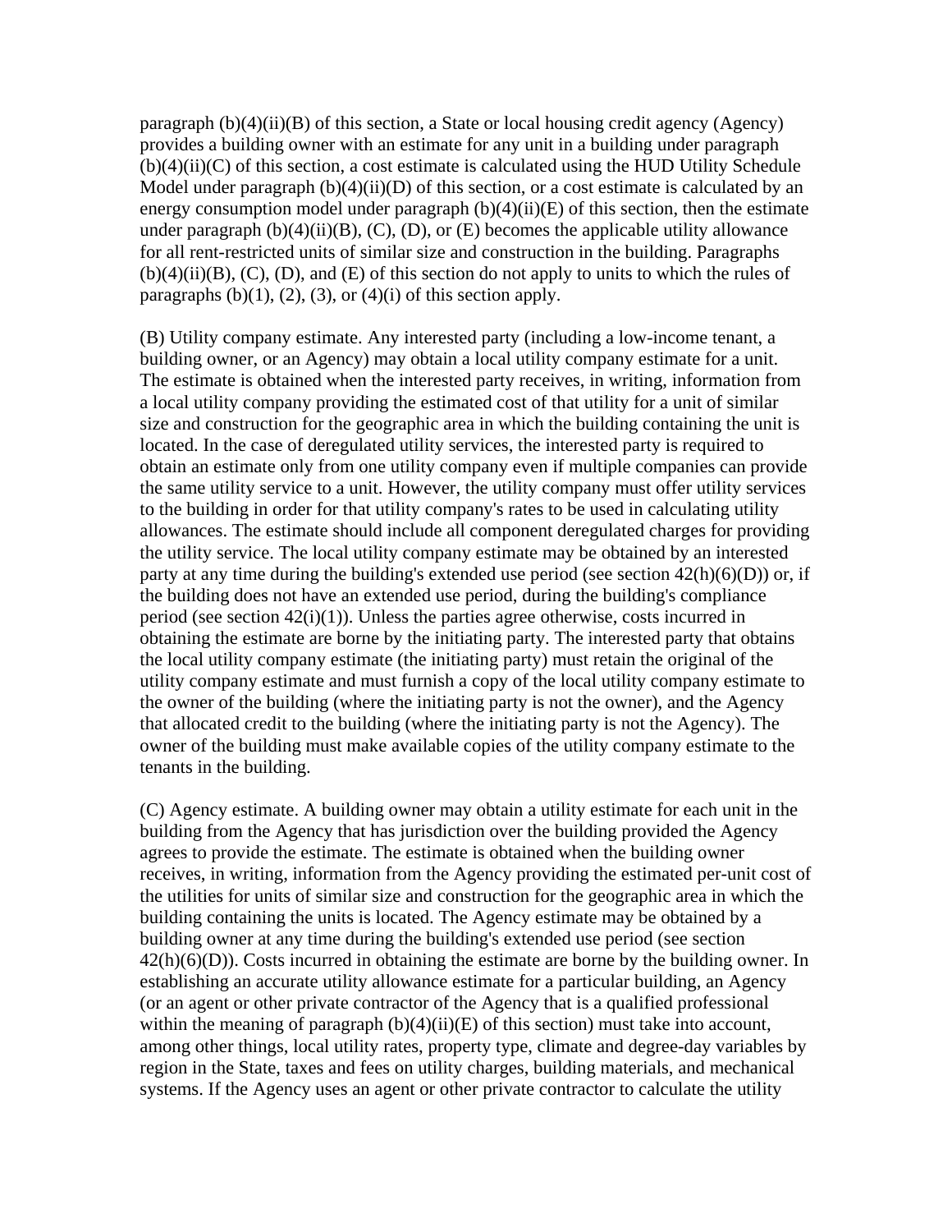paragraph (b)(4)(ii)(B) of this section, a State or local housing credit agency (Agency) provides a building owner with an estimate for any unit in a building under paragraph (b)(4)(ii)(C) of this section, a cost estimate is calculated using the HUD Utility Schedule Model under paragraph (b)(4)(ii)(D) of this section, or a cost estimate is calculated by an energy consumption model under paragraph (b)(4)(ii)(E) of this section, then the estimate under paragraph (b)(4)(ii)(B), (C), (D), or (E) becomes the applicable utility allowance for all rent-restricted units of similar size and construction in the building. Paragraphs (b)(4)(ii)(B), (C), (D), and (E) of this section do not apply to units to which the rules of paragraphs (b)(1), (2), (3), or (4)(i) of this section apply.

(B) Utility company estimate. Any interested party (including a low-income tenant, a building owner, or an Agency) may obtain a local utility company estimate for a unit. The estimate is obtained when the interested party receives, in writing, information from a local utility company providing the estimated cost of that utility for a unit of similar size and construction for the geographic area in which the building containing the unit is located. In the case of deregulated utility services, the interested party is required to obtain an estimate only from one utility company even if multiple companies can provide the same utility service to a unit. However, the utility company must offer utility services to the building in order for that utility company's rates to be used in calculating utility allowances. The estimate should include all component deregulated charges for providing the utility service. The local utility company estimate may be obtained by an interested party at any time during the building's extended use period (see section 42(h)(6)(D)) or, if the building does not have an extended use period, during the building's compliance period (see section 42(i)(1)). Unless the parties agree otherwise, costs incurred in obtaining the estimate are borne by the initiating party. The interested party that obtains the local utility company estimate (the initiating party) must retain the original of the utility company estimate and must furnish a copy of the local utility company estimate to the owner of the building (where the initiating party is not the owner), and the Agency that allocated credit to the building (where the initiating party is not the Agency). The owner of the building must make available copies of the utility company estimate to the tenants in the building.

(C) Agency estimate. A building owner may obtain a utility estimate for each unit in the building from the Agency that has jurisdiction over the building provided the Agency agrees to provide the estimate. The estimate is obtained when the building owner receives, in writing, information from the Agency providing the estimated per-unit cost of the utilities for units of similar size and construction for the geographic area in which the building containing the units is located. The Agency estimate may be obtained by a building owner at any time during the building's extended use period (see section 42(h)(6)(D)). Costs incurred in obtaining the estimate are borne by the building owner. In establishing an accurate utility allowance estimate for a particular building, an Agency (or an agent or other private contractor of the Agency that is a qualified professional within the meaning of paragraph (b)(4)(ii)(E) of this section) must take into account, among other things, local utility rates, property type, climate and degree-day variables by region in the State, taxes and fees on utility charges, building materials, and mechanical systems. If the Agency uses an agent or other private contractor to calculate the utility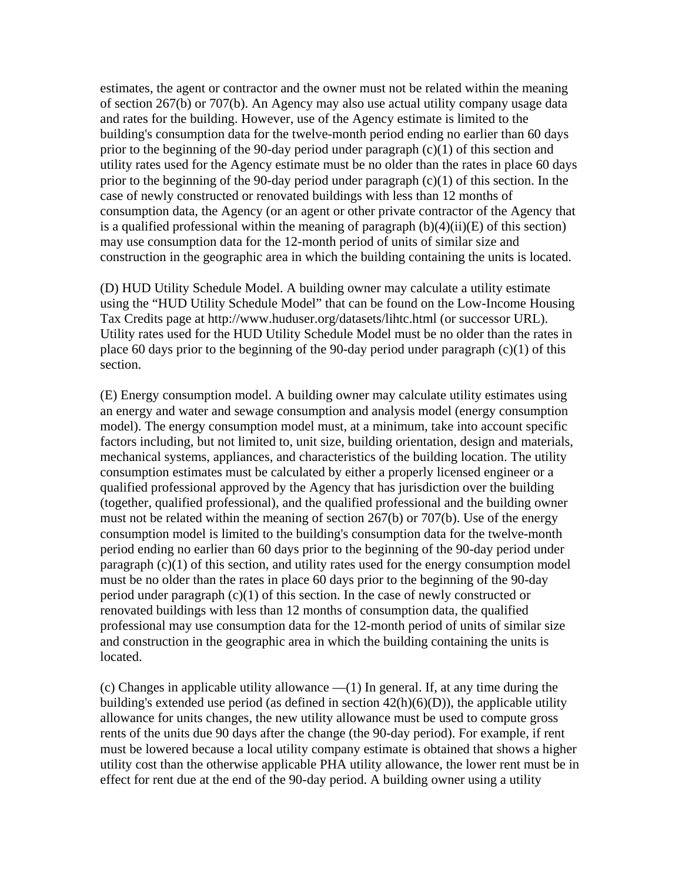estimates, the agent or contractor and the owner must not be related within the meaning of section 267(b) or 707(b). An Agency may also use actual utility company usage data and rates for the building. However, use of the Agency estimate is limited to the building's consumption data for the twelve-month period ending no earlier than 60 days prior to the beginning of the 90-day period under paragraph (c)(1) of this section and utility rates used for the Agency estimate must be no older than the rates in place 60 days prior to the beginning of the 90-day period under paragraph (c)(1) of this section. In the case of newly constructed or renovated buildings with less than 12 months of consumption data, the Agency (or an agent or other private contractor of the Agency that is a qualified professional within the meaning of paragraph (b)(4)(ii)(E) of this section) may use consumption data for the 12-month period of units of similar size and construction in the geographic area in which the building containing the units is located.

(D) HUD Utility Schedule Model. A building owner may calculate a utility estimate using the "HUD Utility Schedule Model" that can be found on the Low-Income Housing Tax Credits page at http://www.huduser.org/datasets/lihtc.html (or successor URL). Utility rates used for the HUD Utility Schedule Model must be no older than the rates in place 60 days prior to the beginning of the 90-day period under paragraph (c)(1) of this section.

(E) Energy consumption model. A building owner may calculate utility estimates using an energy and water and sewage consumption and analysis model (energy consumption model). The energy consumption model must, at a minimum, take into account specific factors including, but not limited to, unit size, building orientation, design and materials, mechanical systems, appliances, and characteristics of the building location. The utility consumption estimates must be calculated by either a properly licensed engineer or a qualified professional approved by the Agency that has jurisdiction over the building (together, qualified professional), and the qualified professional and the building owner must not be related within the meaning of section 267(b) or 707(b). Use of the energy consumption model is limited to the building's consumption data for the twelve-month period ending no earlier than 60 days prior to the beginning of the 90-day period under paragraph (c)(1) of this section, and utility rates used for the energy consumption model must be no older than the rates in place 60 days prior to the beginning of the 90-day period under paragraph (c)(1) of this section. In the case of newly constructed or renovated buildings with less than 12 months of consumption data, the qualified professional may use consumption data for the 12-month period of units of similar size and construction in the geographic area in which the building containing the units is located.

(c) Changes in applicable utility allowance —(1) In general. If, at any time during the building's extended use period (as defined in section 42(h)(6)(D)), the applicable utility allowance for units changes, the new utility allowance must be used to compute gross rents of the units due 90 days after the change (the 90-day period). For example, if rent must be lowered because a local utility company estimate is obtained that shows a higher utility cost than the otherwise applicable PHA utility allowance, the lower rent must be in effect for rent due at the end of the 90-day period. A building owner using a utility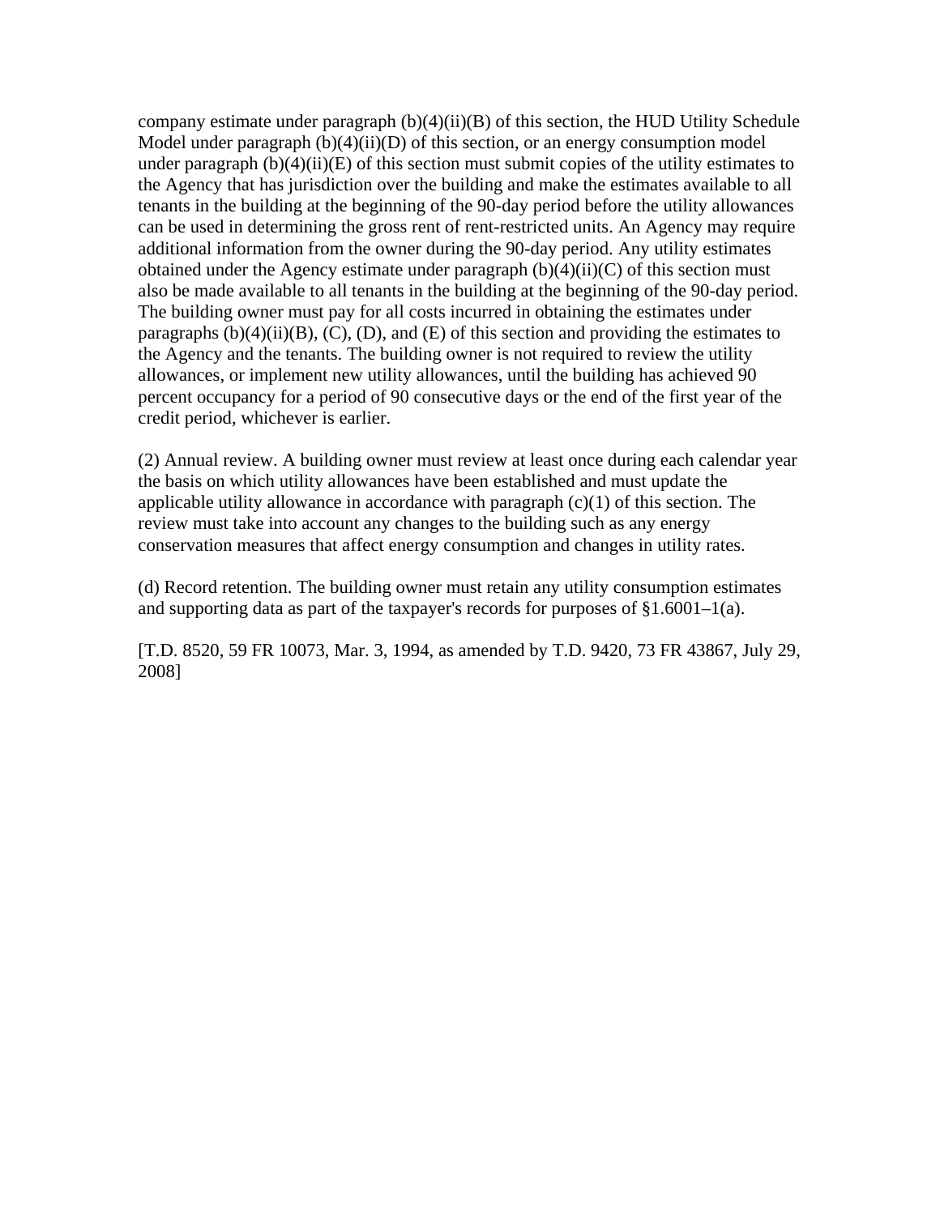company estimate under paragraph (b)(4)(ii)(B) of this section, the HUD Utility Schedule Model under paragraph (b)(4)(ii)(D) of this section, or an energy consumption model under paragraph (b)(4)(ii)(E) of this section must submit copies of the utility estimates to the Agency that has jurisdiction over the building and make the estimates available to all tenants in the building at the beginning of the 90-day period before the utility allowances can be used in determining the gross rent of rent-restricted units. An Agency may require additional information from the owner during the 90-day period. Any utility estimates obtained under the Agency estimate under paragraph (b)(4)(ii)(C) of this section must also be made available to all tenants in the building at the beginning of the 90-day period. The building owner must pay for all costs incurred in obtaining the estimates under paragraphs (b)(4)(ii)(B), (C), (D), and (E) of this section and providing the estimates to the Agency and the tenants. The building owner is not required to review the utility allowances, or implement new utility allowances, until the building has achieved 90 percent occupancy for a period of 90 consecutive days or the end of the first year of the credit period, whichever is earlier.

(2) Annual review. A building owner must review at least once during each calendar year the basis on which utility allowances have been established and must update the applicable utility allowance in accordance with paragraph (c)(1) of this section. The review must take into account any changes to the building such as any energy conservation measures that affect energy consumption and changes in utility rates.

(d) Record retention. The building owner must retain any utility consumption estimates and supporting data as part of the taxpayer's records for purposes of §1.6001–1(a).

[T.D. 8520, 59 FR 10073, Mar. 3, 1994, as amended by T.D. 9420, 73 FR 43867, July 29, 2008]